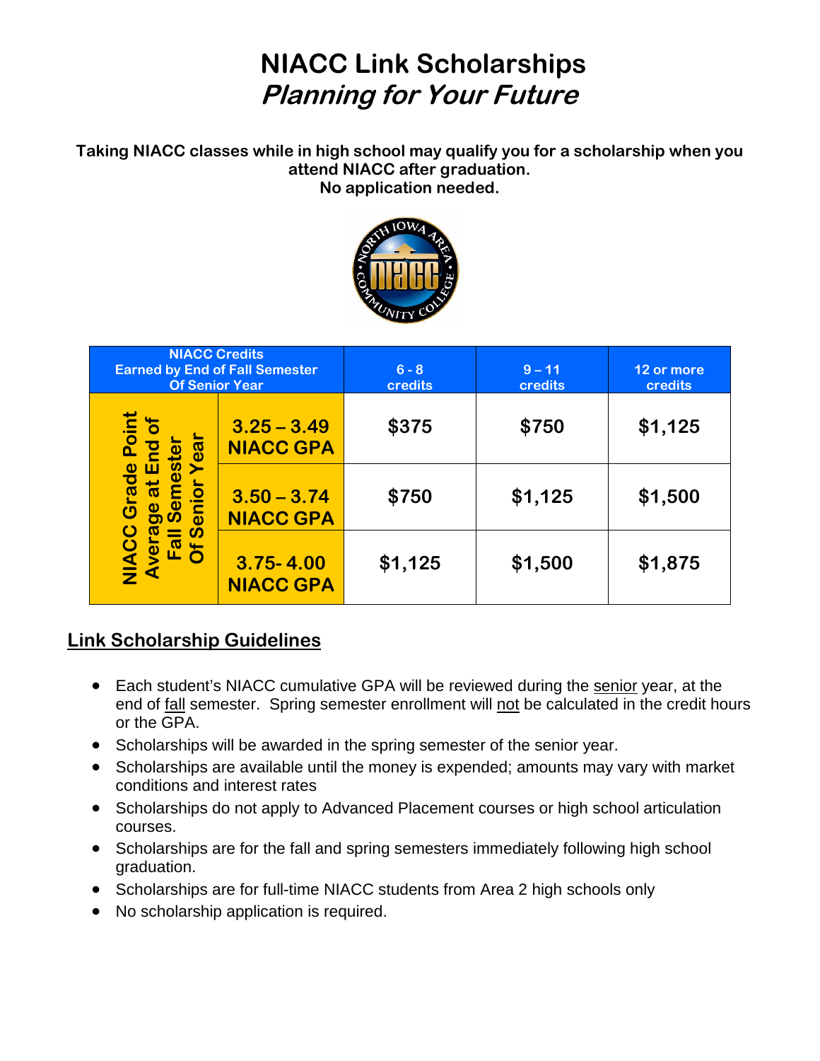# NIACC Link Scholarships

## *Planning for Your Future*

**Taking NIACC classes while in high school may qualify you for a scholarship when you attend NIACC after graduation.**
**No application needed.**

| NIACC Credits Earned by End of Fall Semester Of Senior Year | | 6 - 8 credits | 9 – 11 credits | 12 or more credits |
|---|---|---|---|---|
| NIACC Grade Point Average at End of Fall Semester Of Senior Year | 3.25 – 3.49 NIACC GPA | $375 | $750 | $1,125 |
| | 3.50 – 3.74 NIACC GPA | $750 | $1,125 | $1,500 |
| | 3.75- 4.00 NIACC GPA | $1,125 | $1,500 | $1,875 |

## Link Scholarship Guidelines

- Each student's NIACC cumulative GPA will be reviewed during the senior year, at the end of fall semester. Spring semester enrollment will not be calculated in the credit hours or the GPA.
- Scholarships will be awarded in the spring semester of the senior year.
- Scholarships are available until the money is expended; amounts may vary with market conditions and interest rates
- Scholarships do not apply to Advanced Placement courses or high school articulation courses.
- Scholarships are for the fall and spring semesters immediately following high school graduation.
- Scholarships are for full-time NIACC students from Area 2 high schools only
- No scholarship application is required.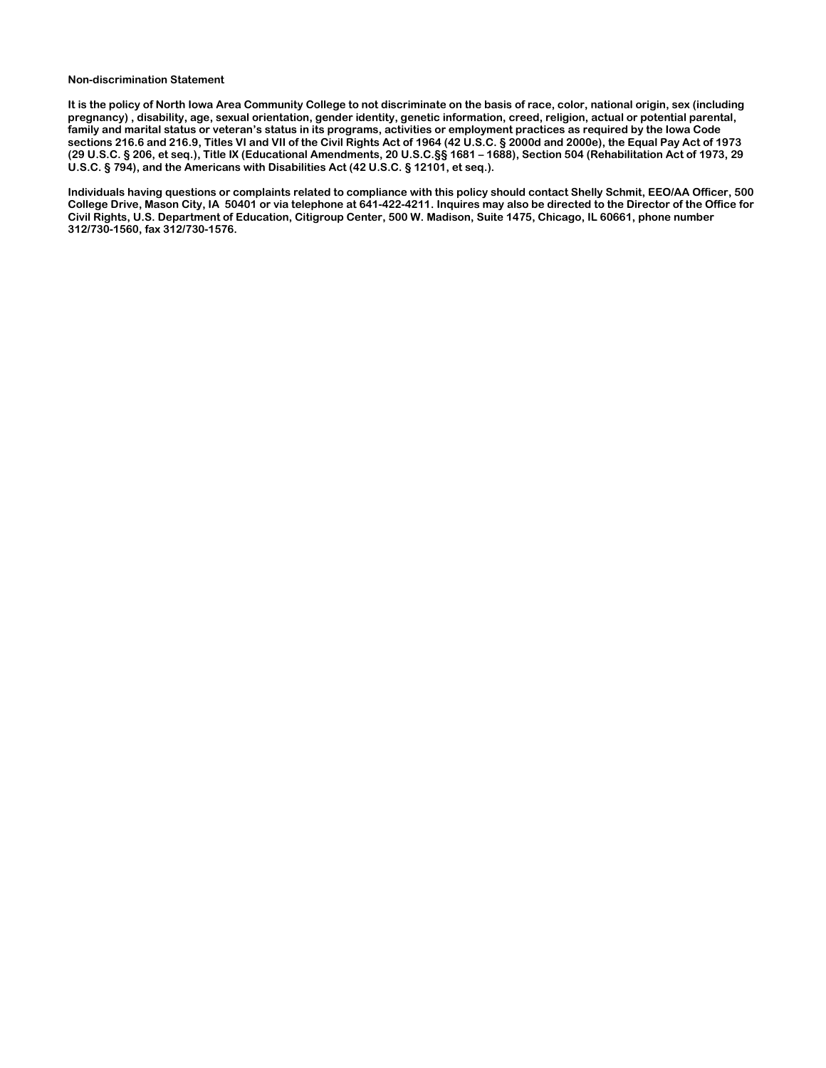**Non-discrimination Statement**

**It is the policy of North Iowa Area Community College to not discriminate on the basis of race, color, national origin, sex (including pregnancy) , disability, age, sexual orientation, gender identity, genetic information, creed, religion, actual or potential parental, family and marital status or veteran's status in its programs, activities or employment practices as required by the Iowa Code sections 216.6 and 216.9, Titles VI and VII of the Civil Rights Act of 1964 (42 U.S.C. § 2000d and 2000e), the Equal Pay Act of 1973 (29 U.S.C. § 206, et seq.), Title IX (Educational Amendments, 20 U.S.C.§§ 1681 – 1688), Section 504 (Rehabilitation Act of 1973, 29 U.S.C. § 794), and the Americans with Disabilities Act (42 U.S.C. § 12101, et seq.).**

**Individuals having questions or complaints related to compliance with this policy should contact Shelly Schmit, EEO/AA Officer, 500 College Drive, Mason City, IA 50401 or via telephone at 641-422-4211. Inquires may also be directed to the Director of the Office for Civil Rights, U.S. Department of Education, Citigroup Center, 500 W. Madison, Suite 1475, Chicago, IL 60661, phone number 312/730-1560, fax 312/730-1576.**